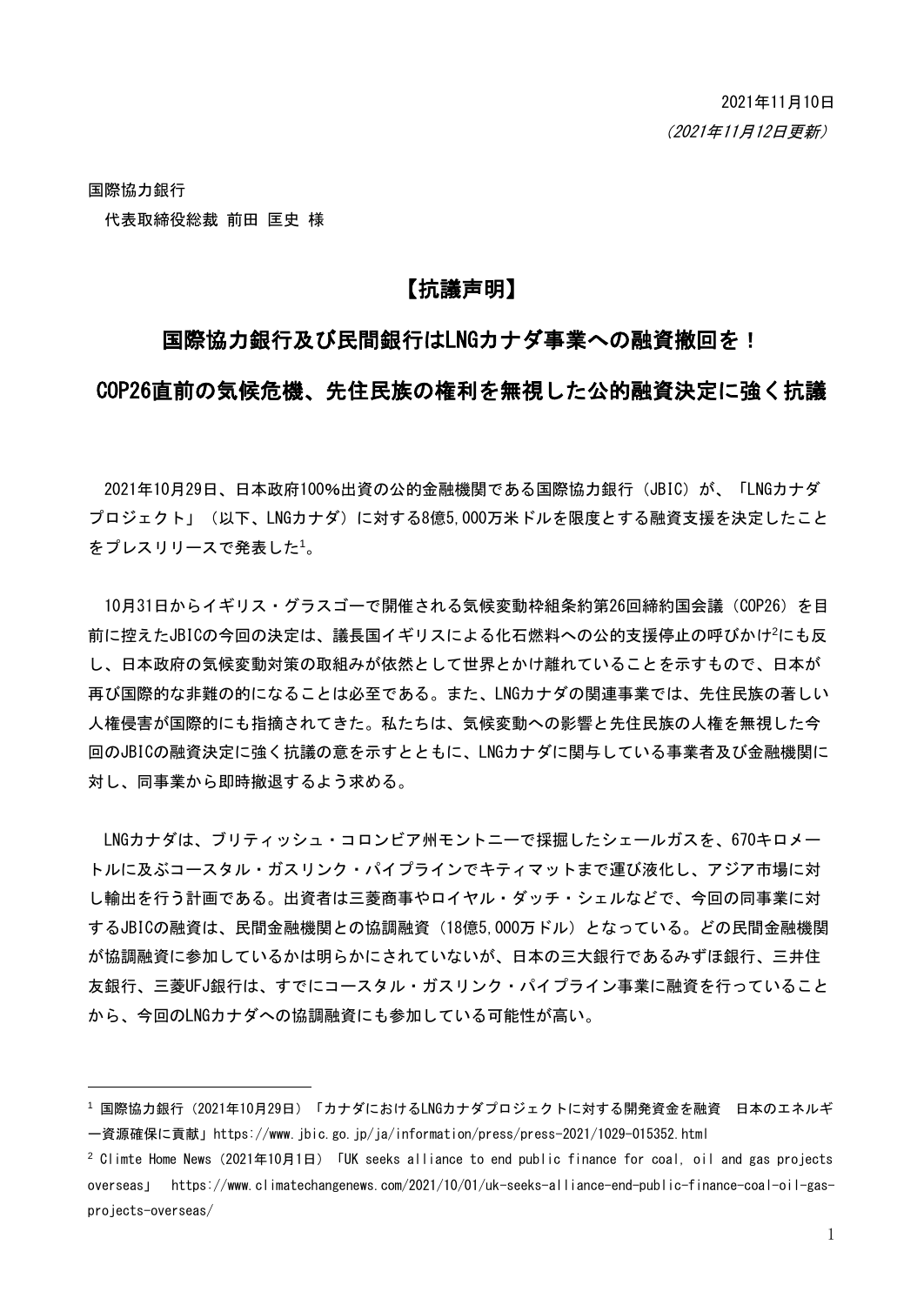2021年11月10日

*(2021年11月12日更新)*

国際協力銀行

代表取締役総裁 前田 匡史 様

# 【抗議声明】

## 国際協力銀行及び民間銀行はLNGカナダ事業への融資撤回を！

## COP26直前の気候危機、先住民族の権利を無視した公的融資決定に強く抗議

2021年10月29日、日本政府100%出資の公的金融機関である国際協力銀行（JBIC）が、「LNGカナダプロジェクト」（以下、LNGカナダ）に対する8億5,000万米ドルを限度とする融資支援を決定したことをプレスリリースで発表した[1]。

10月31日からイギリス・グラスゴーで開催される気候変動枠組条約第26回締約国会議（COP26）を目前に控えたJBICの今回の決定は、議長国イギリスによる化石燃料への公的支援停止の呼びかけ[2]にも反し、日本政府の気候変動対策の取組みが依然として世界とかけ離れていることを示すもので、日本が再び国際的な非難の的になることは必至である。また、LNGカナダの関連事業では、先住民族の著しい人権侵害が国際的にも指摘されてきた。私たちは、気候変動への影響と先住民族の人権を無視した今回のJBICの融資決定に強く抗議の意を示すとともに、LNGカナダに関与している事業者及び金融機関に対し、同事業から即時撤退するよう求める。

LNGカナダは、ブリティッシュ・コロンビア州モントニーで採掘したシェールガスを、670キロメートルに及ぶコースタル・ガスリンク・パイプラインでキティマットまで運び液化し、アジア市場に対し輸出を行う計画である。出資者は三菱商事やロイヤル・ダッチ・シェルなどで、今回の同事業に対するJBICの融資は、民間金融機関との協調融資（18億5,000万ドル）となっている。どの民間金融機関が協調融資に参加しているかは明らかにされていないが、日本の三大銀行であるみずほ銀行、三井住友銀行、三菱UFJ銀行は、すでにコースタル・ガスリンク・パイプライン事業に融資を行っていることから、今回のLNGカナダへの協調融資にも参加している可能性が高い。

---

[1] 国際協力銀行（2021年10月29日）「カナダにおけるLNGカナダプロジェクトに対する開発資金を融資　日本のエネルギー資源確保に貢献」https://www.jbic.go.jp/ja/information/press/press-2021/1029-015352.html

[2] Climte Home News（2021年10月1日）「UK seeks alliance to end public finance for coal, oil and gas projects overseas」 https://www.climatechangenews.com/2021/10/01/uk-seeks-alliance-end-public-finance-coal-oil-gas-projects-overseas/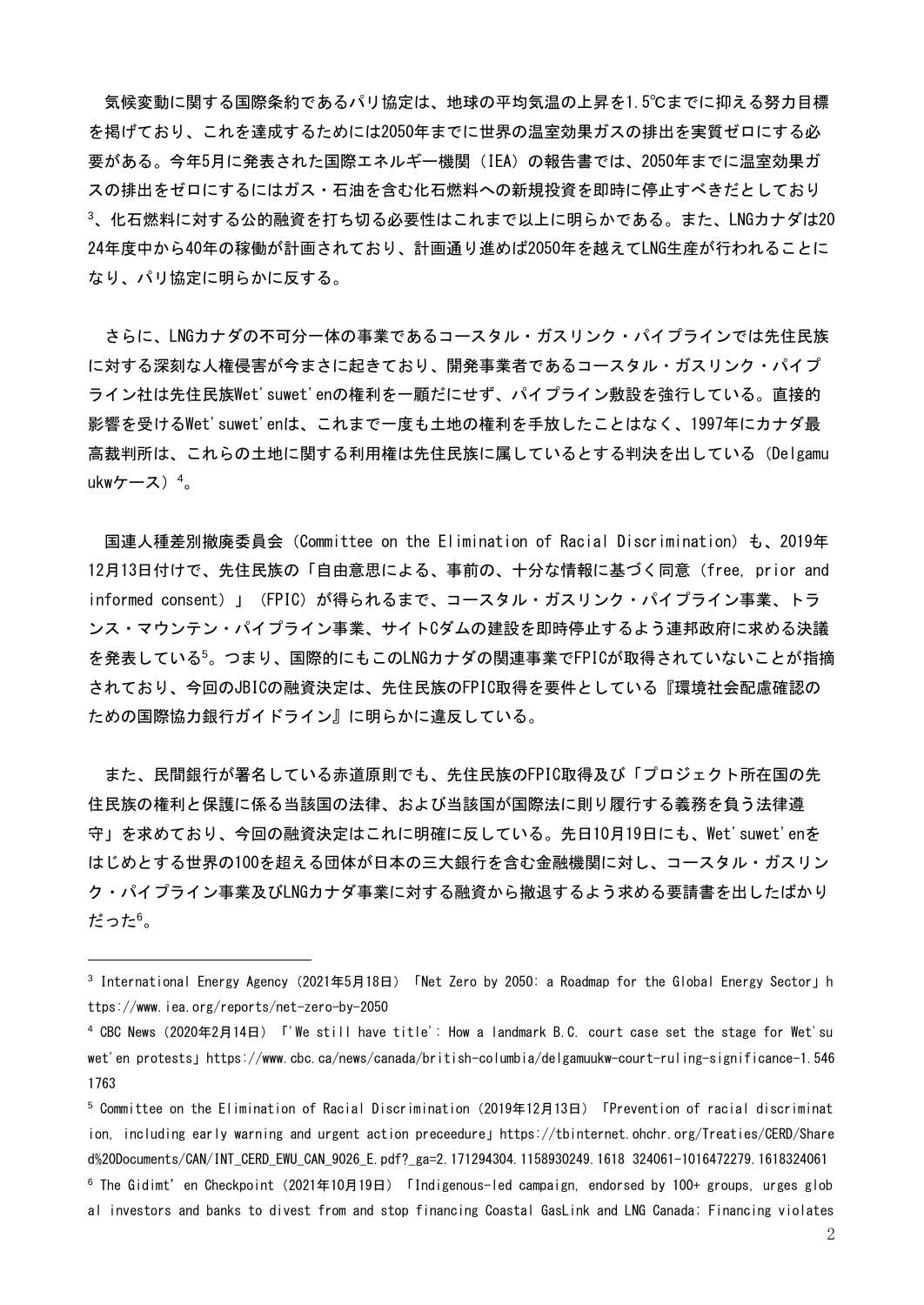気候変動に関する国際条約であるパリ協定は、地球の平均気温の上昇を1.5℃までに抑える努力目標を掲げており、これを達成するためには2050年までに世界の温室効果ガスの排出を実質ゼロにする必要がある。今年5月に発表された国際エネルギー機関（IEA）の報告書では、2050年までに温室効果ガスの排出をゼロにするにはガス・石油を含む化石燃料への新規投資を即時に停止すべきだとしており[3]、化石燃料に対する公的融資を打ち切る必要性はこれまで以上に明らかである。また、LNGカナダは2024年度中から40年の稼働が計画されており、計画通り進めば2050年を越えてLNG生産が行われることになり、パリ協定に明らかに反する。

さらに、LNGカナダの不可分一体の事業であるコースタル・ガスリンク・パイプラインでは先住民族に対する深刻な人権侵害が今まさに起きており、開発事業者であるコースタル・ガスリンク・パイプライン社は先住民族Wet'suwet'enの権利を一顧だにせず、パイプライン敷設を強行している。直接的影響を受けるWet'suwet'enは、これまで一度も土地の権利を手放したことはなく、1997年にカナダ最高裁判所は、これらの土地に関する利用権は先住民族に属しているとする判決を出している（Delgamuukwケース）[4]。

国連人種差別撤廃委員会（Committee on the Elimination of Racial Discrimination）も、2019年12月13日付けで、先住民族の「自由意思による、事前の、十分な情報に基づく同意（free, prior and informed consent）」（FPIC）が得られるまで、コースタル・ガスリンク・パイプライン事業、トランス・マウンテン・パイプライン事業、サイトCダムの建設を即時停止するよう連邦政府に求める決議を発表している[5]。つまり、国際的にもこのLNGカナダの関連事業でFPICが取得されていないことが指摘されており、今回のJBICの融資決定は、先住民族のFPIC取得を要件としている『環境社会配慮確認のための国際協力銀行ガイドライン』に明らかに違反している。

また、民間銀行が署名している赤道原則でも、先住民族のFPIC取得及び「プロジェクト所在国の先住民族の権利と保護に係る当該国の法律、および当該国が国際法に則り履行する義務を負う法律遵守」を求めており、今回の融資決定はこれに明確に反している。先日10月19日にも、Wet'suwet'enをはじめとする世界の100を超える団体が日本の三大銀行を含む金融機関に対し、コースタル・ガスリンク・パイプライン事業及びLNGカナダ事業に対する融資から撤退するよう求める要請書を出したばかりだった[6]。

---

[3] International Energy Agency（2021年5月18日）「Net Zero by 2050: a Roadmap for the Global Energy Sector」https://www.iea.org/reports/net-zero-by-2050

[4] CBC News（2020年2月14日）「'We still have title': How a landmark B.C. court case set the stage for Wet'suwet'en protests」https://www.cbc.ca/news/canada/british-columbia/delgamuukw-court-ruling-significance-1.5461763

[5] Committee on the Elimination of Racial Discrimination（2019年12月13日）「Prevention of racial discrimination, including early warning and urgent action preceedure」https://tbinternet.ohchr.org/Treaties/CERD/Shared%20Documents/CAN/INT_CERD_EWU_CAN_9026_E.pdf?_ga=2.171294304.1158930249.1618324061-1016472279.1618324061

[6] The Gidimt'en Checkpoint（2021年10月19日）「Indigenous-led campaign, endorsed by 100+ groups, urges global investors and banks to divest from and stop financing Coastal GasLink and LNG Canada; Financing violates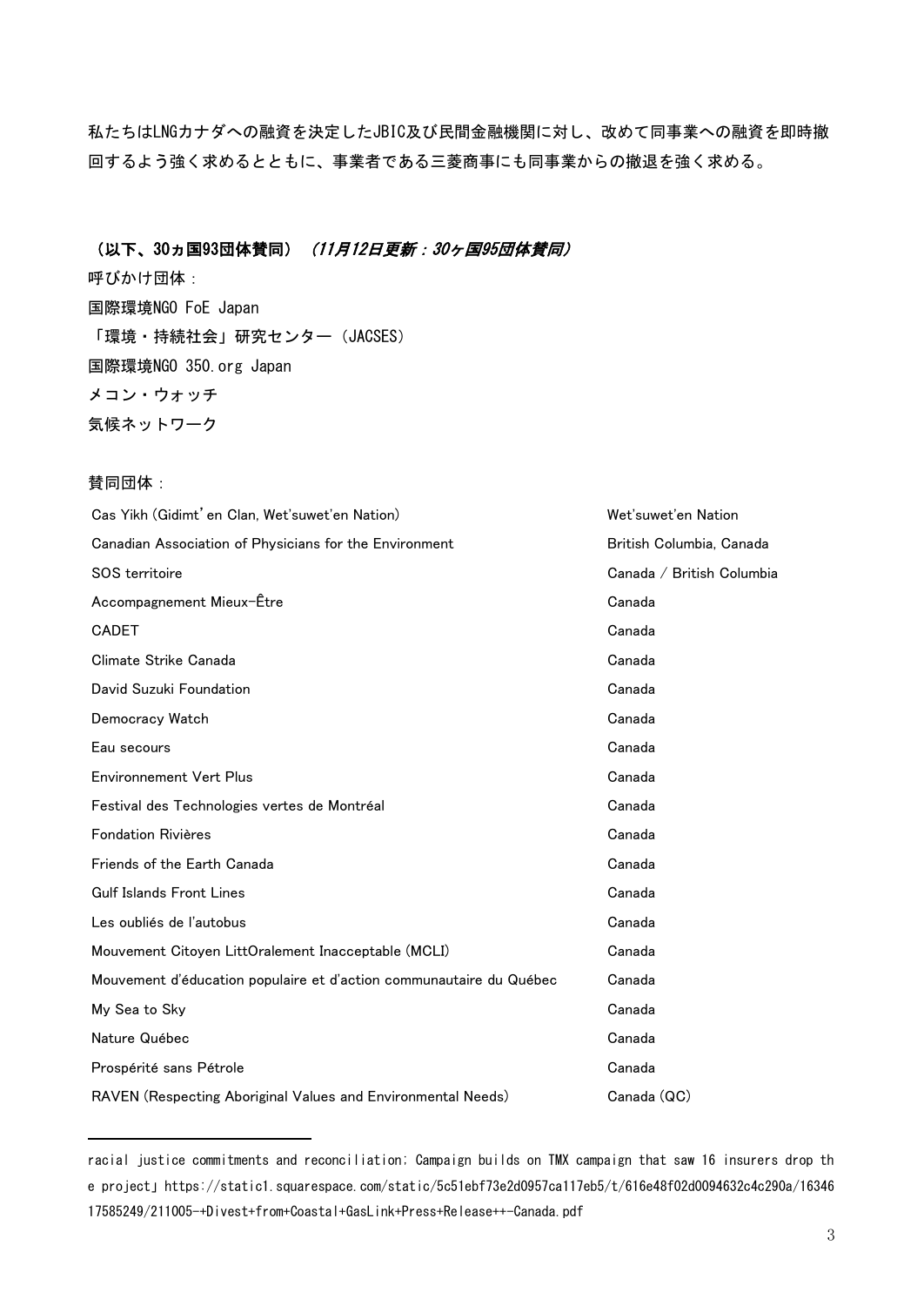私たちはLNGカナダへの融資を決定したJBIC及び民間金融機関に対し、改めて同事業への融資を即時撤回するよう強く求めるとともに、事業者である三菱商事にも同事業からの撤退を強く求める。

**（以下、30ヵ国93団体賛同）** ***（11月12日更新：30ヶ国95団体賛同）***

呼びかけ団体：

国際環境NGO FoE Japan

「環境・持続社会」研究センター（JACSES）

国際環境NGO 350.org Japan

メコン・ウォッチ

気候ネットワーク

賛同団体：

| 団体名 | 国・地域 |
|---|---|
| Cas Yikh (Gidimt'en Clan, Wet'suwet'en Nation) | Wet'suwet'en Nation |
| Canadian Association of Physicians for the Environment | British Columbia, Canada |
| SOS territoire | Canada / British Columbia |
| Accompagnement Mieux-Être | Canada |
| CADET | Canada |
| Climate Strike Canada | Canada |
| David Suzuki Foundation | Canada |
| Democracy Watch | Canada |
| Eau secours | Canada |
| Environnement Vert Plus | Canada |
| Festival des Technologies vertes de Montréal | Canada |
| Fondation Rivières | Canada |
| Friends of the Earth Canada | Canada |
| Gulf Islands Front Lines | Canada |
| Les oubliés de l'autobus | Canada |
| Mouvement Citoyen LittOralement Inacceptable (MCLI) | Canada |
| Mouvement d'éducation populaire et d'action communautaire du Québec | Canada |
| My Sea to Sky | Canada |
| Nature Québec | Canada |
| Prospérité sans Pétrole | Canada |
| RAVEN (Respecting Aboriginal Values and Environmental Needs) | Canada (QC) |

---

racial justice commitments and reconciliation; Campaign builds on TMX campaign that saw 16 insurers drop the project」https://static1.squarespace.com/static/5c51ebf73e2d0957ca117eb5/t/616e48f02d0094632c4c290a/1634617585249/211005-+Divest+from+Coastal+GasLink+Press+Release++-Canada.pdf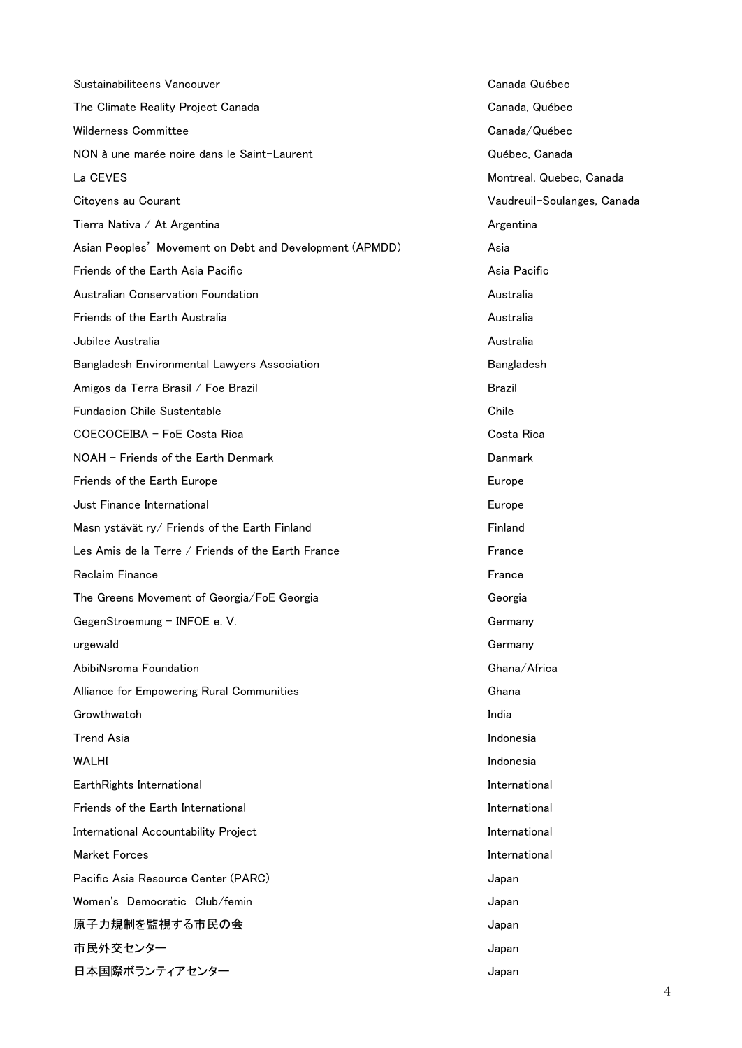| | |
|---|---|
| Sustainabiliteens Vancouver | Canada Québec |
| The Climate Reality Project Canada | Canada, Québec |
| Wilderness Committee | Canada/Québec |
| NON à une marée noire dans le Saint-Laurent | Québec, Canada |
| La CEVES | Montreal, Quebec, Canada |
| Citoyens au Courant | Vaudreuil-Soulanges, Canada |
| Tierra Nativa / At Argentina | Argentina |
| Asian Peoples' Movement on Debt and Development (APMDD) | Asia |
| Friends of the Earth Asia Pacific | Asia Pacific |
| Australian Conservation Foundation | Australia |
| Friends of the Earth Australia | Australia |
| Jubilee Australia | Australia |
| Bangladesh Environmental Lawyers Association | Bangladesh |
| Amigos da Terra Brasil / Foe Brazil | Brazil |
| Fundacion Chile Sustentable | Chile |
| COECOCEIBA - FoE Costa Rica | Costa Rica |
| NOAH - Friends of the Earth Denmark | Danmark |
| Friends of the Earth Europe | Europe |
| Just Finance International | Europe |
| Masn ystävät ry/ Friends of the Earth Finland | Finland |
| Les Amis de la Terre / Friends of the Earth France | France |
| Reclaim Finance | France |
| The Greens Movement of Georgia/FoE Georgia | Georgia |
| GegenStroemung - INFOE e. V. | Germany |
| urgewald | Germany |
| AbibiNsroma Foundation | Ghana/Africa |
| Alliance for Empowering Rural Communities | Ghana |
| Growthwatch | India |
| Trend Asia | Indonesia |
| WALHI | Indonesia |
| EarthRights International | International |
| Friends of the Earth International | International |
| International Accountability Project | International |
| Market Forces | International |
| Pacific Asia Resource Center (PARC) | Japan |
| Women's Democratic Club/femin | Japan |
| 原子力規制を監視する市民の会 | Japan |
| 市民外交センター | Japan |
| 日本国際ボランティアセンター | Japan |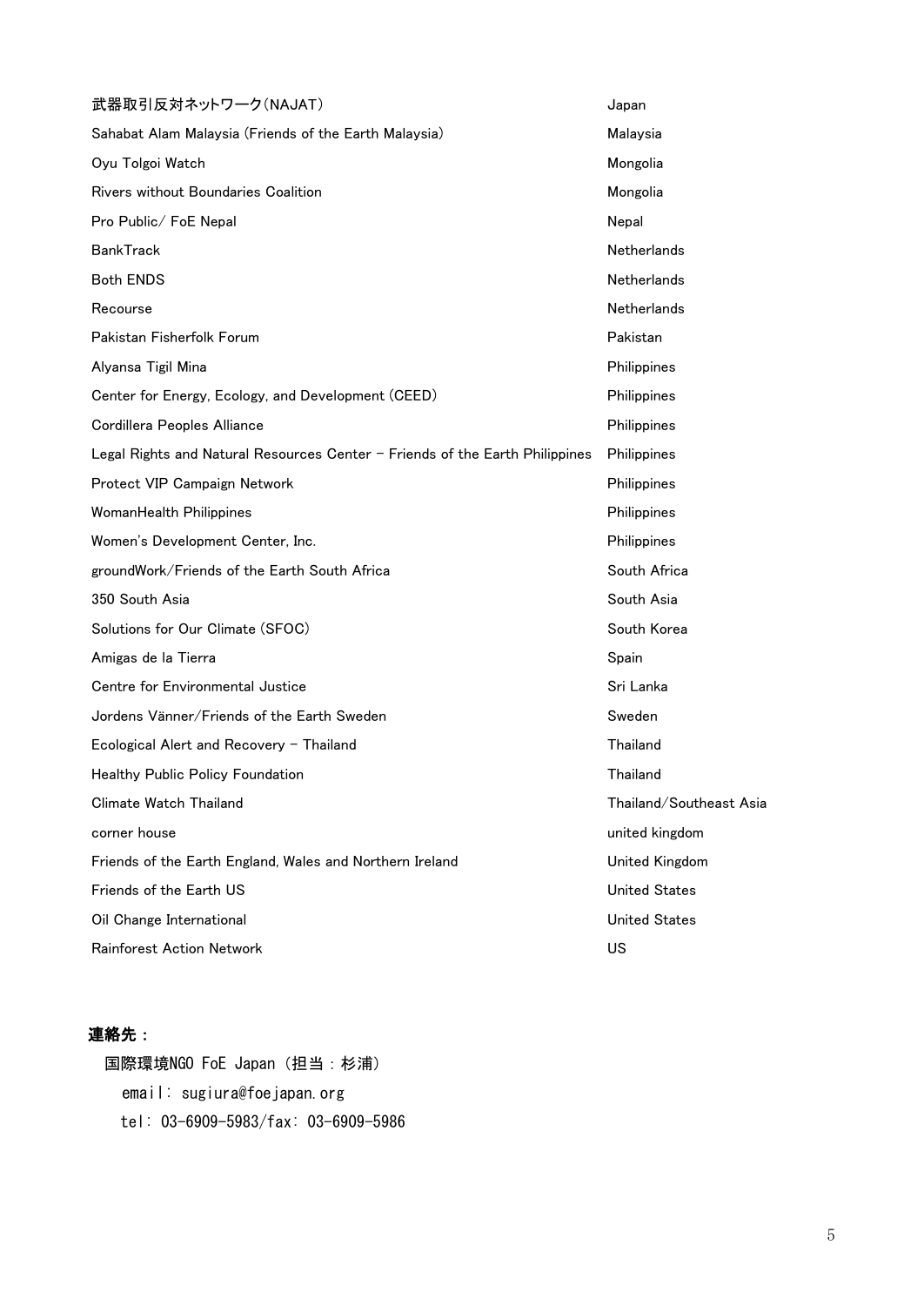| | |
|---|---|
| 武器取引反対ネットワーク(NAJAT) | Japan |
| Sahabat Alam Malaysia (Friends of the Earth Malaysia) | Malaysia |
| Oyu Tolgoi Watch | Mongolia |
| Rivers without Boundaries Coalition | Mongolia |
| Pro Public/ FoE Nepal | Nepal |
| BankTrack | Netherlands |
| Both ENDS | Netherlands |
| Recourse | Netherlands |
| Pakistan Fisherfolk Forum | Pakistan |
| Alyansa Tigil Mina | Philippines |
| Center for Energy, Ecology, and Development (CEED) | Philippines |
| Cordillera Peoples Alliance | Philippines |
| Legal Rights and Natural Resources Center - Friends of the Earth Philippines | Philippines |
| Protect VIP Campaign Network | Philippines |
| WomanHealth Philippines | Philippines |
| Women's Development Center, Inc. | Philippines |
| groundWork/Friends of the Earth South Africa | South Africa |
| 350 South Asia | South Asia |
| Solutions for Our Climate (SFOC) | South Korea |
| Amigas de la Tierra | Spain |
| Centre for Environmental Justice | Sri Lanka |
| Jordens Vänner/Friends of the Earth Sweden | Sweden |
| Ecological Alert and Recovery - Thailand | Thailand |
| Healthy Public Policy Foundation | Thailand |
| Climate Watch Thailand | Thailand/Southeast Asia |
| corner house | united kingdom |
| Friends of the Earth England, Wales and Northern Ireland | United Kingdom |
| Friends of the Earth US | United States |
| Oil Change International | United States |
| Rainforest Action Network | US |

**連絡先：**

国際環境NGO FoE Japan（担当：杉浦）

email: sugiura@foejapan.org

tel: 03-6909-5983/fax: 03-6909-5986